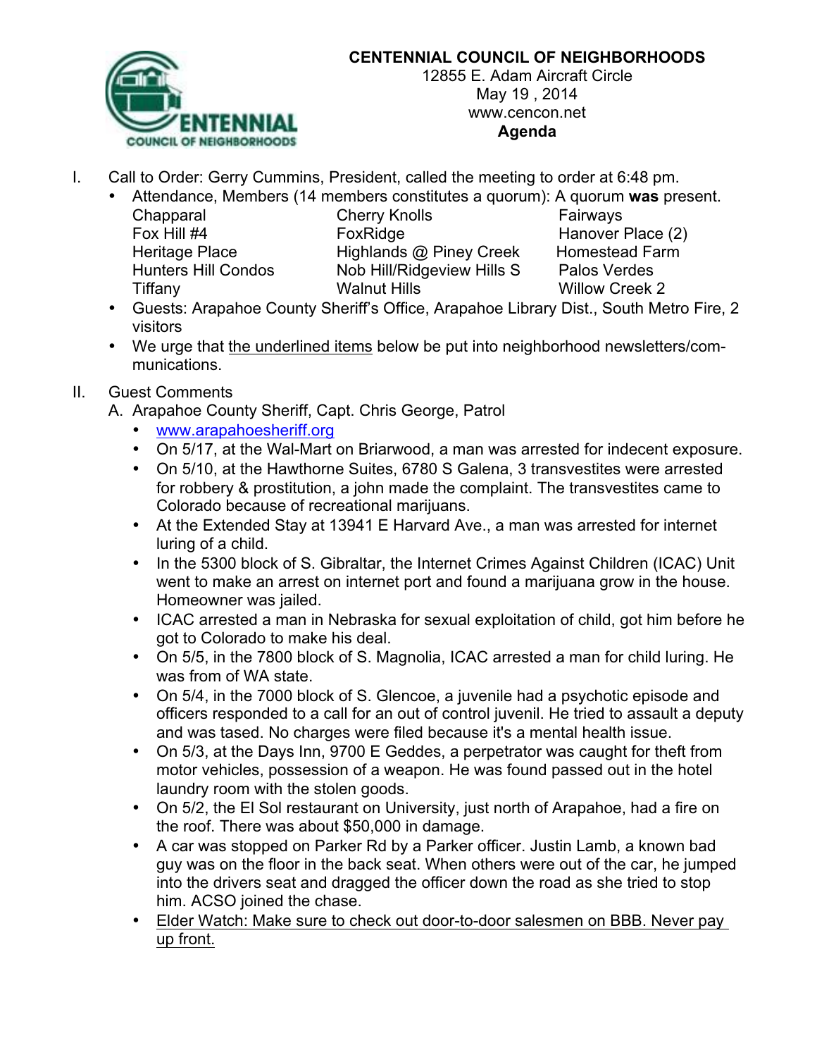# CENTENNIAL COUNCIL OF NEIGHBORHOODS

12855 E. Adam Aircraft Circle
May 19 , 2014
www.cencon.net
**Agenda**

I. Call to Order: Gerry Cummins, President, called the meeting to order at 6:48 pm.
   - Attendance, Members (14 members constitutes a quorum): A quorum **was** present.

| | | |
|---|---|---|
| Chapparal | Cherry Knolls | Fairways |
| Fox Hill #4 | FoxRidge | Hanover Place (2) |
| Heritage Place | Highlands @ Piney Creek | Homestead Farm |
| Hunters Hill Condos | Nob Hill/Ridgeview Hills S | Palos Verdes |
| Tiffany | Walnut Hills | Willow Creek 2 |

   - Guests: Arapahoe County Sheriff's Office, Arapahoe Library Dist., South Metro Fire, 2 visitors
   - We urge that <u>the underlined items</u> below be put into neighborhood newsletters/communications.

II. Guest Comments

A. Arapahoe County Sheriff, Capt. Chris George, Patrol
   - www.arapahoesheriff.org
   - On 5/17, at the Wal-Mart on Briarwood, a man was arrested for indecent exposure.
   - On 5/10, at the Hawthorne Suites, 6780 S Galena, 3 transvestites were arrested for robbery & prostitution, a john made the complaint. The transvestites came to Colorado because of recreational marijuans.
   - At the Extended Stay at 13941 E Harvard Ave., a man was arrested for internet luring of a child.
   - In the 5300 block of S. Gibraltar, the Internet Crimes Against Children (ICAC) Unit went to make an arrest on internet port and found a marijuana grow in the house. Homeowner was jailed.
   - ICAC arrested a man in Nebraska for sexual exploitation of child, got him before he got to Colorado to make his deal.
   - On 5/5, in the 7800 block of S. Magnolia, ICAC arrested a man for child luring. He was from of WA state.
   - On 5/4, in the 7000 block of S. Glencoe, a juvenile had a psychotic episode and officers responded to a call for an out of control juvenil. He tried to assault a deputy and was tased. No charges were filed because it's a mental health issue.
   - On 5/3, at the Days Inn, 9700 E Geddes, a perpetrator was caught for theft from motor vehicles, possession of a weapon. He was found passed out in the hotel laundry room with the stolen goods.
   - On 5/2, the El Sol restaurant on University, just north of Arapahoe, had a fire on the roof. There was about $50,000 in damage.
   - A car was stopped on Parker Rd by a Parker officer. Justin Lamb, a known bad guy was on the floor in the back seat. When others were out of the car, he jumped into the drivers seat and dragged the officer down the road as she tried to stop him. ACSO joined the chase.
   - <u>Elder Watch: Make sure to check out door-to-door salesmen on BBB. Never pay up front.</u>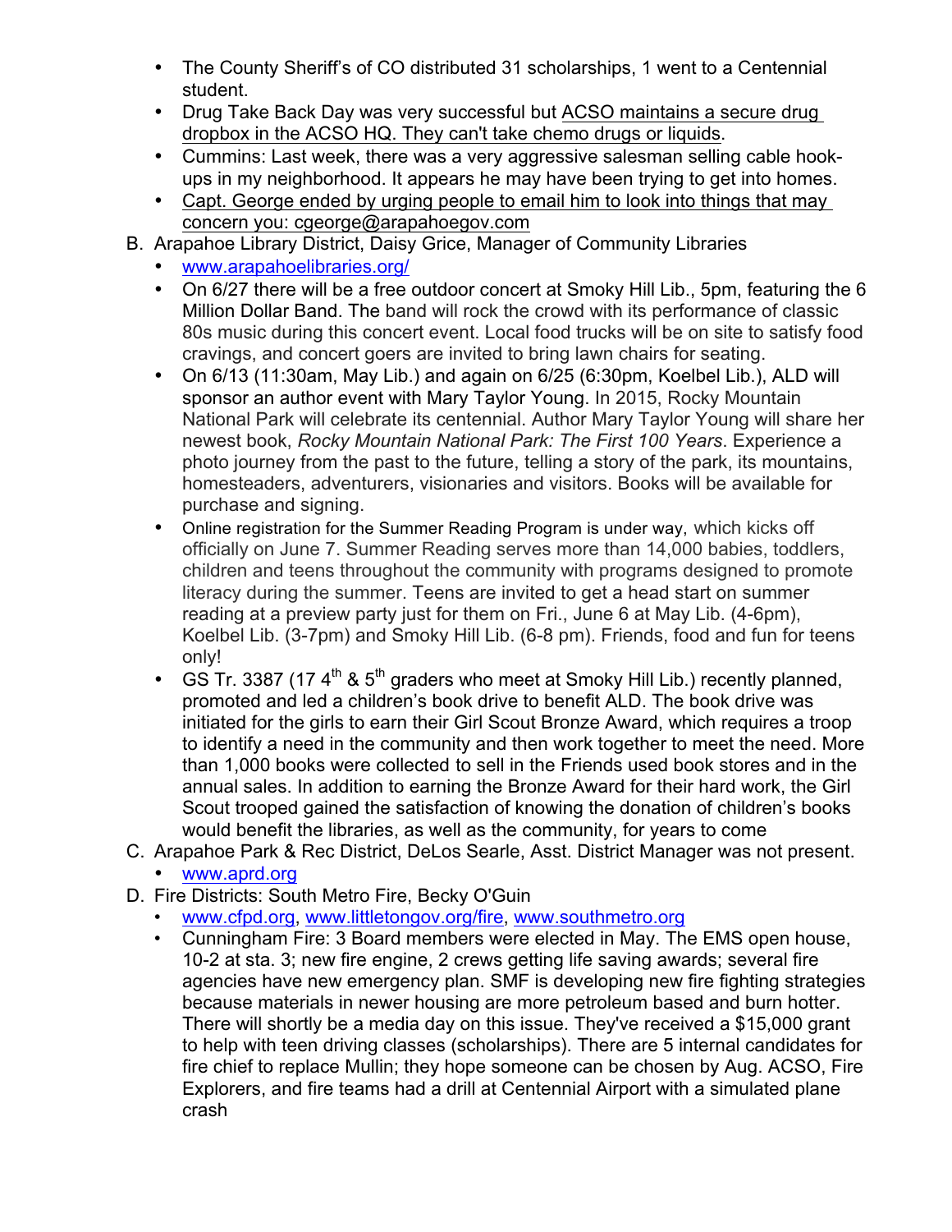- The County Sheriff's of CO distributed 31 scholarships, 1 went to a Centennial student.
- Drug Take Back Day was very successful but ACSO maintains a secure drug dropbox in the ACSO HQ. They can't take chemo drugs or liquids.
- Cummins: Last week, there was a very aggressive salesman selling cable hook-ups in my neighborhood. It appears he may have been trying to get into homes.
- Capt. George ended by urging people to email him to look into things that may concern you: cgeorge@arapahoegov.com

B. Arapahoe Library District, Daisy Grice, Manager of Community Libraries

- www.arapahoelibraries.org/
- On 6/27 there will be a free outdoor concert at Smoky Hill Lib., 5pm, featuring the 6 Million Dollar Band. The band will rock the crowd with its performance of classic 80s music during this concert event. Local food trucks will be on site to satisfy food cravings, and concert goers are invited to bring lawn chairs for seating.
- On 6/13 (11:30am, May Lib.) and again on 6/25 (6:30pm, Koelbel Lib.), ALD will sponsor an author event with Mary Taylor Young. In 2015, Rocky Mountain National Park will celebrate its centennial. Author Mary Taylor Young will share her newest book, *Rocky Mountain National Park: The First 100 Years*. Experience a photo journey from the past to the future, telling a story of the park, its mountains, homesteaders, adventurers, visionaries and visitors. Books will be available for purchase and signing.
- Online registration for the Summer Reading Program is under way, which kicks off officially on June 7. Summer Reading serves more than 14,000 babies, toddlers, children and teens throughout the community with programs designed to promote literacy during the summer. Teens are invited to get a head start on summer reading at a preview party just for them on Fri., June 6 at May Lib. (4-6pm), Koelbel Lib. (3-7pm) and Smoky Hill Lib. (6-8 pm). Friends, food and fun for teens only!
- GS Tr. 3387 (17 4th & 5th graders who meet at Smoky Hill Lib.) recently planned, promoted and led a children's book drive to benefit ALD. The book drive was initiated for the girls to earn their Girl Scout Bronze Award, which requires a troop to identify a need in the community and then work together to meet the need. More than 1,000 books were collected to sell in the Friends used book stores and in the annual sales. In addition to earning the Bronze Award for their hard work, the Girl Scout trooped gained the satisfaction of knowing the donation of children's books would benefit the libraries, as well as the community, for years to come

C. Arapahoe Park & Rec District, DeLos Searle, Asst. District Manager was not present.

- www.aprd.org

D. Fire Districts: South Metro Fire, Becky O'Guin

- www.cfpd.org, www.littletongov.org/fire, www.southmetro.org
- Cunningham Fire: 3 Board members were elected in May. The EMS open house, 10-2 at sta. 3; new fire engine, 2 crews getting life saving awards; several fire agencies have new emergency plan. SMF is developing new fire fighting strategies because materials in newer housing are more petroleum based and burn hotter. There will shortly be a media day on this issue. They've received a $15,000 grant to help with teen driving classes (scholarships). There are 5 internal candidates for fire chief to replace Mullin; they hope someone can be chosen by Aug. ACSO, Fire Explorers, and fire teams had a drill at Centennial Airport with a simulated plane crash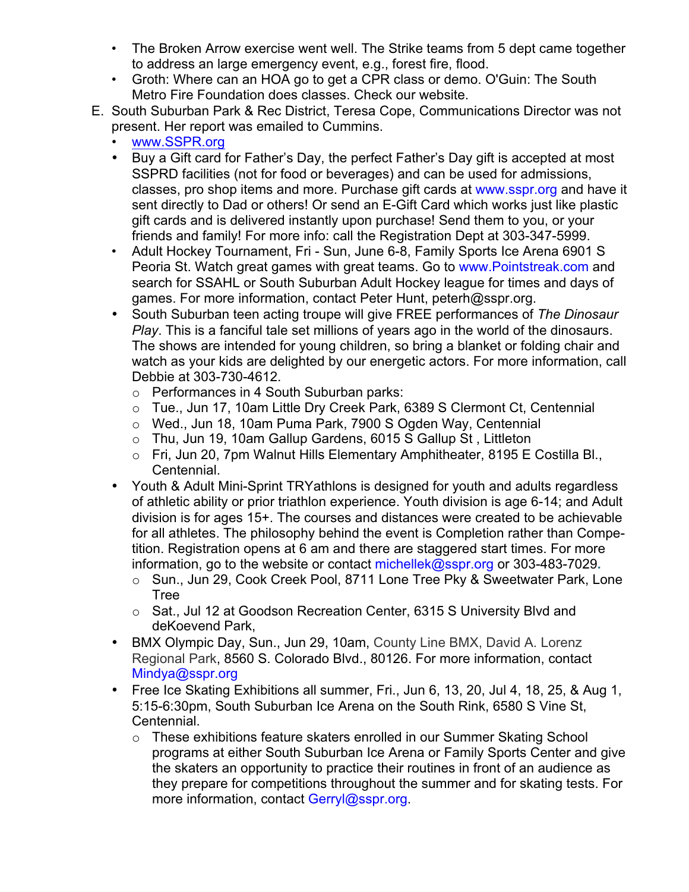- The Broken Arrow exercise went well. The Strike teams from 5 dept came together to address an large emergency event, e.g., forest fire, flood.
- Groth: Where can an HOA go to get a CPR class or demo. O'Guin: The South Metro Fire Foundation does classes. Check our website.

E. South Suburban Park & Rec District, Teresa Cope, Communications Director was not present. Her report was emailed to Cummins.

- www.SSPR.org
- Buy a Gift card for Father's Day, the perfect Father's Day gift is accepted at most SSPRD facilities (not for food or beverages) and can be used for admissions, classes, pro shop items and more. Purchase gift cards at www.sspr.org and have it sent directly to Dad or others! Or send an E-Gift Card which works just like plastic gift cards and is delivered instantly upon purchase! Send them to you, or your friends and family! For more info: call the Registration Dept at 303-347-5999.
- Adult Hockey Tournament, Fri - Sun, June 6-8, Family Sports Ice Arena 6901 S Peoria St. Watch great games with great teams. Go to www.Pointstreak.com and search for SSAHL or South Suburban Adult Hockey league for times and days of games. For more information, contact Peter Hunt, peterh@sspr.org.
- South Suburban teen acting troupe will give FREE performances of *The Dinosaur Play*. This is a fanciful tale set millions of years ago in the world of the dinosaurs. The shows are intended for young children, so bring a blanket or folding chair and watch as your kids are delighted by our energetic actors. For more information, call Debbie at 303-730-4612.
  - Performances in 4 South Suburban parks:
  - Tue., Jun 17, 10am Little Dry Creek Park, 6389 S Clermont Ct, Centennial
  - Wed., Jun 18, 10am Puma Park, 7900 S Ogden Way, Centennial
  - Thu, Jun 19, 10am Gallup Gardens, 6015 S Gallup St , Littleton
  - Fri, Jun 20, 7pm Walnut Hills Elementary Amphitheater, 8195 E Costilla Bl., Centennial.
- Youth & Adult Mini-Sprint TRYathlons is designed for youth and adults regardless of athletic ability or prior triathlon experience. Youth division is age 6-14; and Adult division is for ages 15+. The courses and distances were created to be achievable for all athletes. The philosophy behind the event is Completion rather than Competition. Registration opens at 6 am and there are staggered start times. For more information, go to the website or contact michellek@sspr.org or 303-483-7029.
  - Sun., Jun 29, Cook Creek Pool, 8711 Lone Tree Pky & Sweetwater Park, Lone Tree
  - Sat., Jul 12 at Goodson Recreation Center, 6315 S University Blvd and deKoevend Park,
- BMX Olympic Day, Sun., Jun 29, 10am, County Line BMX, David A. Lorenz Regional Park, 8560 S. Colorado Blvd., 80126. For more information, contact Mindya@sspr.org
- Free Ice Skating Exhibitions all summer, Fri., Jun 6, 13, 20, Jul 4, 18, 25, & Aug 1, 5:15-6:30pm, South Suburban Ice Arena on the South Rink, 6580 S Vine St, Centennial.
  - These exhibitions feature skaters enrolled in our Summer Skating School programs at either South Suburban Ice Arena or Family Sports Center and give the skaters an opportunity to practice their routines in front of an audience as they prepare for competitions throughout the summer and for skating tests. For more information, contact Gerryl@sspr.org.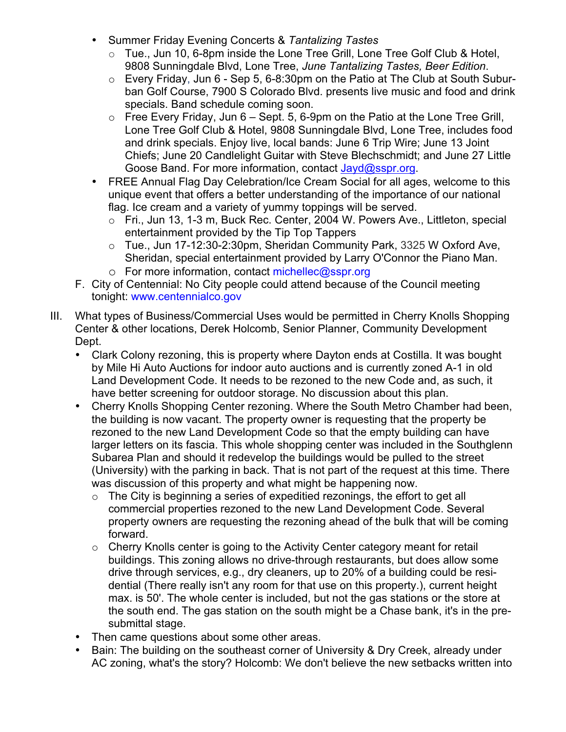- Summer Friday Evening Concerts & *Tantalizing Tastes*
  - Tue., Jun 10, 6-8pm inside the Lone Tree Grill, Lone Tree Golf Club & Hotel, 9808 Sunningdale Blvd, Lone Tree, *June Tantalizing Tastes, Beer Edition*.
  - Every Friday, Jun 6 - Sep 5, 6-8:30pm on the Patio at The Club at South Suburban Golf Course, 7900 S Colorado Blvd. presents live music and food and drink specials. Band schedule coming soon.
  - Free Every Friday, Jun 6 – Sept. 5, 6-9pm on the Patio at the Lone Tree Grill, Lone Tree Golf Club & Hotel, 9808 Sunningdale Blvd, Lone Tree, includes food and drink specials. Enjoy live, local bands: June 6 Trip Wire; June 13 Joint Chiefs; June 20 Candlelight Guitar with Steve Blechschmidt; and June 27 Little Goose Band. For more information, contact Jayd@sspr.org.
- FREE Annual Flag Day Celebration/Ice Cream Social for all ages, welcome to this unique event that offers a better understanding of the importance of our national flag. Ice cream and a variety of yummy toppings will be served.
  - Fri., Jun 13, 1-3 m, Buck Rec. Center, 2004 W. Powers Ave., Littleton, special entertainment provided by the Tip Top Tappers
  - Tue., Jun 17-12:30-2:30pm, Sheridan Community Park, 3325 W Oxford Ave, Sheridan, special entertainment provided by Larry O'Connor the Piano Man.
  - For more information, contact michellec@sspr.org

F. City of Centennial: No City people could attend because of the Council meeting tonight: www.centennialco.gov

III. What types of Business/Commercial Uses would be permitted in Cherry Knolls Shopping Center & other locations, Derek Holcomb, Senior Planner, Community Development Dept.

- Clark Colony rezoning, this is property where Dayton ends at Costilla. It was bought by Mile Hi Auto Auctions for indoor auto auctions and is currently zoned A-1 in old Land Development Code. It needs to be rezoned to the new Code and, as such, it have better screening for outdoor storage. No discussion about this plan.
- Cherry Knolls Shopping Center rezoning. Where the South Metro Chamber had been, the building is now vacant. The property owner is requesting that the property be rezoned to the new Land Development Code so that the empty building can have larger letters on its fascia. This whole shopping center was included in the Southglenn Subarea Plan and should it redevelop the buildings would be pulled to the street (University) with the parking in back. That is not part of the request at this time. There was discussion of this property and what might be happening now.
  - The City is beginning a series of expeditied rezonings, the effort to get all commercial properties rezoned to the new Land Development Code. Several property owners are requesting the rezoning ahead of the bulk that will be coming forward.
  - Cherry Knolls center is going to the Activity Center category meant for retail buildings. This zoning allows no drive-through restaurants, but does allow some drive through services, e.g., dry cleaners, up to 20% of a building could be residential (There really isn't any room for that use on this property.), current height max. is 50'. The whole center is included, but not the gas stations or the store at the south end. The gas station on the south might be a Chase bank, it's in the pre-submittal stage.
- Then came questions about some other areas.
- Bain: The building on the southeast corner of University & Dry Creek, already under AC zoning, what's the story? Holcomb: We don't believe the new setbacks written into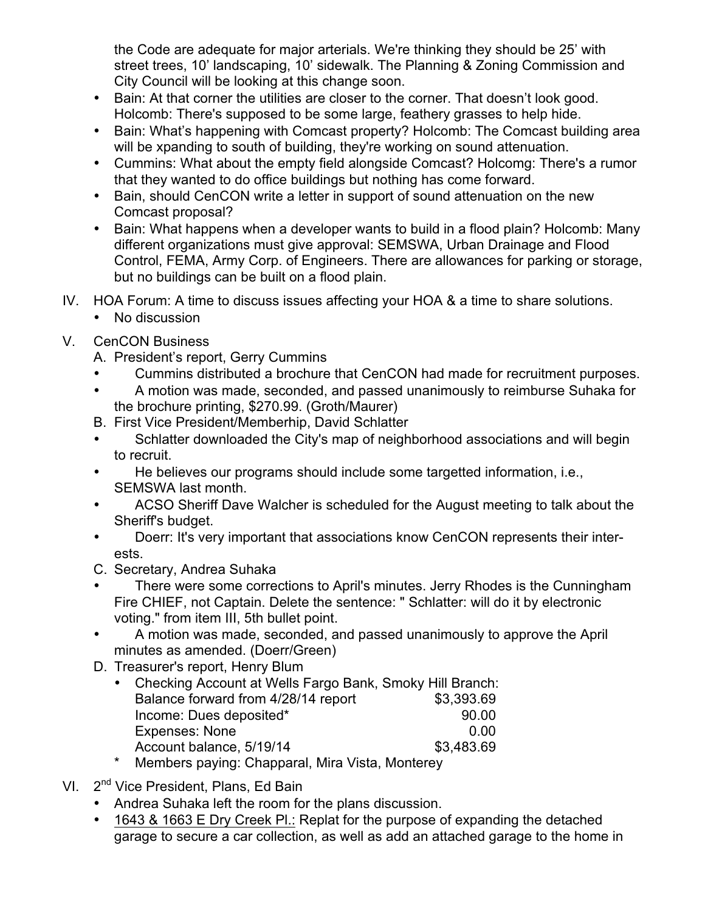the Code are adequate for major arterials. We're thinking they should be 25' with street trees, 10' landscaping, 10' sidewalk. The Planning & Zoning Commission and City Council will be looking at this change soon.

- Bain: At that corner the utilities are closer to the corner. That doesn't look good. Holcomb: There's supposed to be some large, feathery grasses to help hide.
- Bain: What's happening with Comcast property? Holcomb: The Comcast building area will be xpanding to south of building, they're working on sound attenuation.
- Cummins: What about the empty field alongside Comcast? Holcomg: There's a rumor that they wanted to do office buildings but nothing has come forward.
- Bain, should CenCON write a letter in support of sound attenuation on the new Comcast proposal?
- Bain: What happens when a developer wants to build in a flood plain? Holcomb: Many different organizations must give approval: SEMSWA, Urban Drainage and Flood Control, FEMA, Army Corp. of Engineers. There are allowances for parking or storage, but no buildings can be built on a flood plain.

IV. HOA Forum: A time to discuss issues affecting your HOA & a time to share solutions.
- No discussion

V. CenCON Business

A. President's report, Gerry Cummins
- Cummins distributed a brochure that CenCON had made for recruitment purposes.
- A motion was made, seconded, and passed unanimously to reimburse Suhaka for the brochure printing, $270.99. (Groth/Maurer)

B. First Vice President/Memberhip, David Schlatter
- Schlatter downloaded the City's map of neighborhood associations and will begin to recruit.
- He believes our programs should include some targetted information, i.e., SEMSWA last month.
- ACSO Sheriff Dave Walcher is scheduled for the August meeting to talk about the Sheriff's budget.
- Doerr: It's very important that associations know CenCON represents their interests.

C. Secretary, Andrea Suhaka
- There were some corrections to April's minutes. Jerry Rhodes is the Cunningham Fire CHIEF, not Captain. Delete the sentence: " Schlatter: will do it by electronic voting." from item III, 5th bullet point.
- A motion was made, seconded, and passed unanimously to approve the April minutes as amended. (Doerr/Green)

D. Treasurer's report, Henry Blum
- Checking Account at Wells Fargo Bank, Smoky Hill Branch:

| | |
|---|---|
| Balance forward from 4/28/14 report | $3,393.69 |
| Income: Dues deposited* | 90.00 |
| Expenses: None | 0.00 |
| Account balance, 5/19/14 | $3,483.69 |

\* Members paying: Chapparal, Mira Vista, Monterey

VI. 2nd Vice President, Plans, Ed Bain
- Andrea Suhaka left the room for the plans discussion.
- 1643 & 1663 E Dry Creek Pl.: Replat for the purpose of expanding the detached garage to secure a car collection, as well as add an attached garage to the home in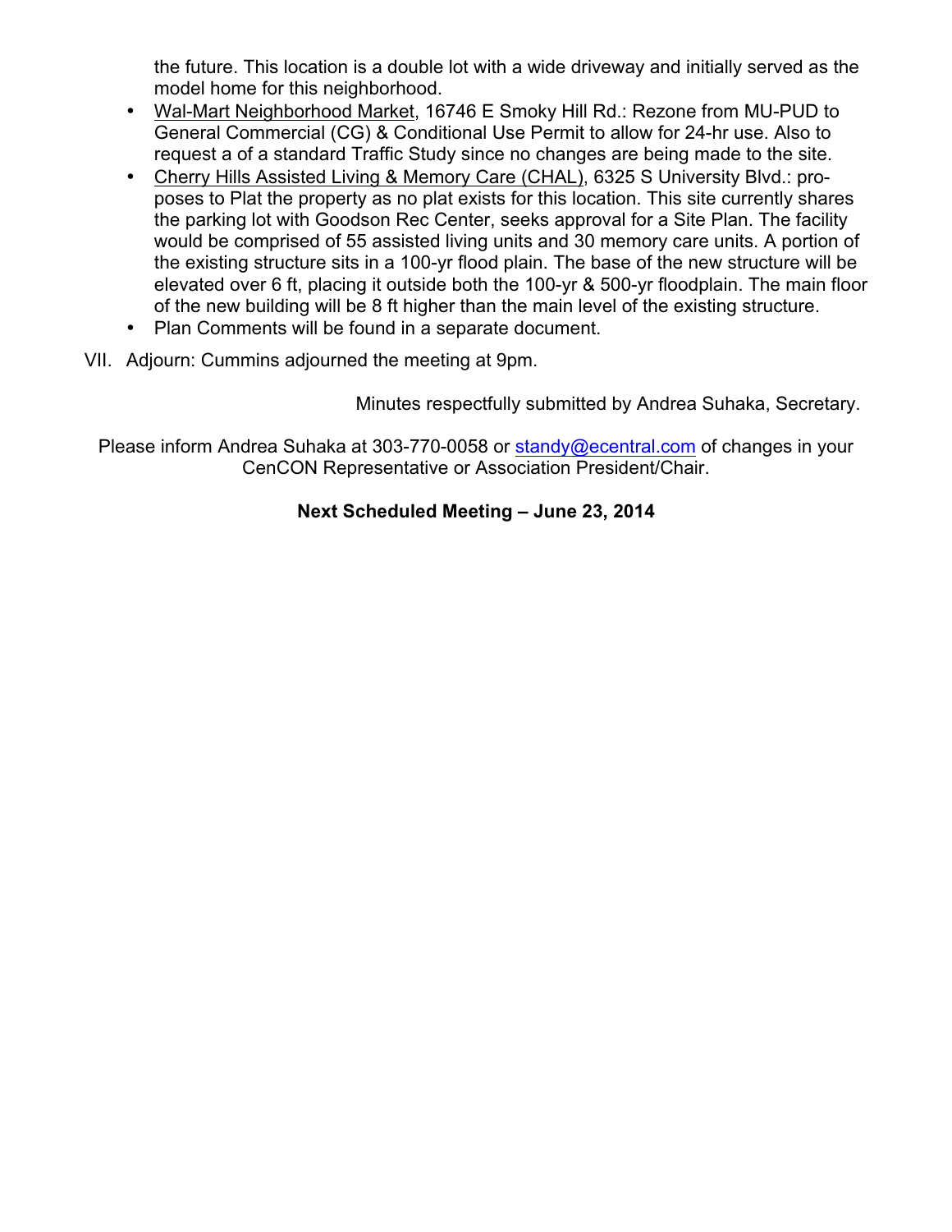the future. This location is a double lot with a wide driveway and initially served as the model home for this neighborhood.

- Wal-Mart Neighborhood Market, 16746 E Smoky Hill Rd.: Rezone from MU-PUD to General Commercial (CG) & Conditional Use Permit to allow for 24-hr use. Also to request a of a standard Traffic Study since no changes are being made to the site.
- Cherry Hills Assisted Living & Memory Care (CHAL), 6325 S University Blvd.: proposes to Plat the property as no plat exists for this location. This site currently shares the parking lot with Goodson Rec Center, seeks approval for a Site Plan. The facility would be comprised of 55 assisted living units and 30 memory care units. A portion of the existing structure sits in a 100-yr flood plain. The base of the new structure will be elevated over 6 ft, placing it outside both the 100-yr & 500-yr floodplain. The main floor of the new building will be 8 ft higher than the main level of the existing structure.
- Plan Comments will be found in a separate document.

VII. Adjourn: Cummins adjourned the meeting at 9pm.

Minutes respectfully submitted by Andrea Suhaka, Secretary.

Please inform Andrea Suhaka at 303-770-0058 or standy@ecentral.com of changes in your CenCON Representative or Association President/Chair.

**Next Scheduled Meeting – June 23, 2014**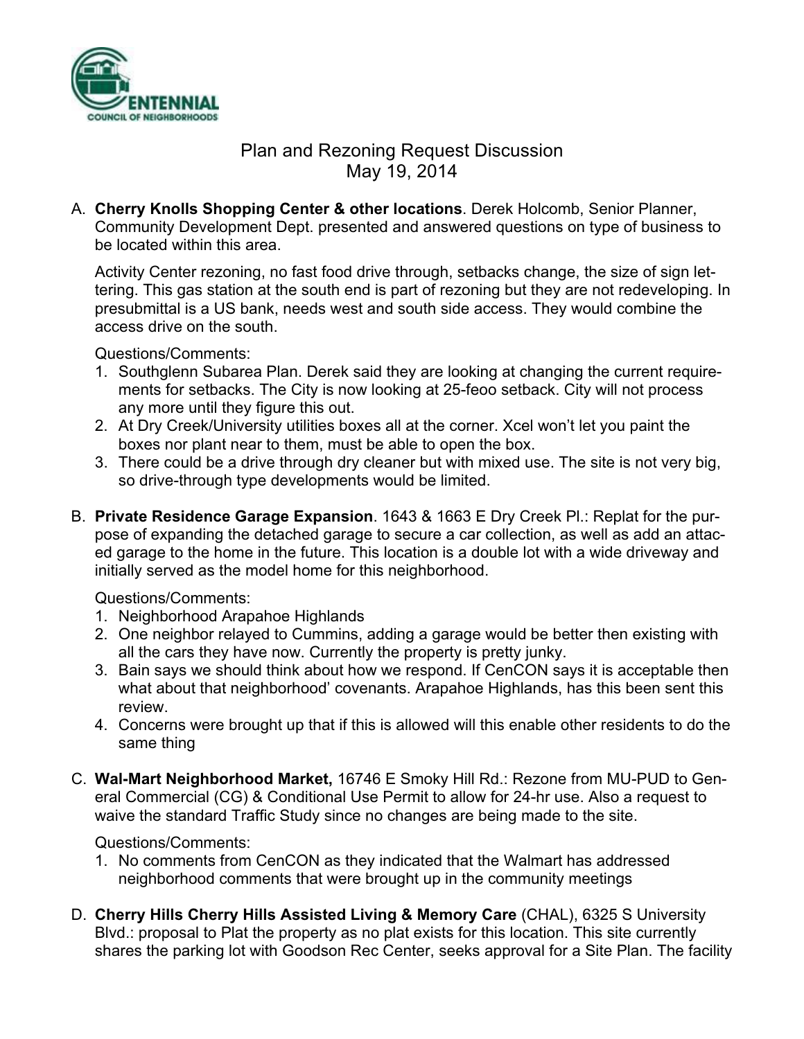ENTENNIAL
COUNCIL OF NEIGHBORHOODS

# Plan and Rezoning Request Discussion
## May 19, 2014

A. **Cherry Knolls Shopping Center & other locations**. Derek Holcomb, Senior Planner, Community Development Dept. presented and answered questions on type of business to be located within this area.

   Activity Center rezoning, no fast food drive through, setbacks change, the size of sign lettering. This gas station at the south end is part of rezoning but they are not redeveloping. In presubmittal is a US bank, needs west and south side access. They would combine the access drive on the south.

   Questions/Comments:
   1. Southglenn Subarea Plan. Derek said they are looking at changing the current requirements for setbacks. The City is now looking at 25-feoo setback. City will not process any more until they figure this out.
   2. At Dry Creek/University utilities boxes all at the corner. Xcel won't let you paint the boxes nor plant near to them, must be able to open the box.
   3. There could be a drive through dry cleaner but with mixed use. The site is not very big, so drive-through type developments would be limited.

B. **Private Residence Garage Expansion**. 1643 & 1663 E Dry Creek Pl.: Replat for the purpose of expanding the detached garage to secure a car collection, as well as add an attaced garage to the home in the future. This location is a double lot with a wide driveway and initially served as the model home for this neighborhood.

   Questions/Comments:
   1. Neighborhood Arapahoe Highlands
   2. One neighbor relayed to Cummins, adding a garage would be better then existing with all the cars they have now. Currently the property is pretty junky.
   3. Bain says we should think about how we respond. If CenCON says it is acceptable then what about that neighborhood' covenants. Arapahoe Highlands, has this been sent this review.
   4. Concerns were brought up that if this is allowed will this enable other residents to do the same thing

C. **Wal-Mart Neighborhood Market,** 16746 E Smoky Hill Rd.: Rezone from MU-PUD to General Commercial (CG) & Conditional Use Permit to allow for 24-hr use. Also a request to waive the standard Traffic Study since no changes are being made to the site.

   Questions/Comments:
   1. No comments from CenCON as they indicated that the Walmart has addressed neighborhood comments that were brought up in the community meetings

D. **Cherry Hills Cherry Hills Assisted Living & Memory Care** (CHAL), 6325 S University Blvd.: proposal to Plat the property as no plat exists for this location. This site currently shares the parking lot with Goodson Rec Center, seeks approval for a Site Plan. The facility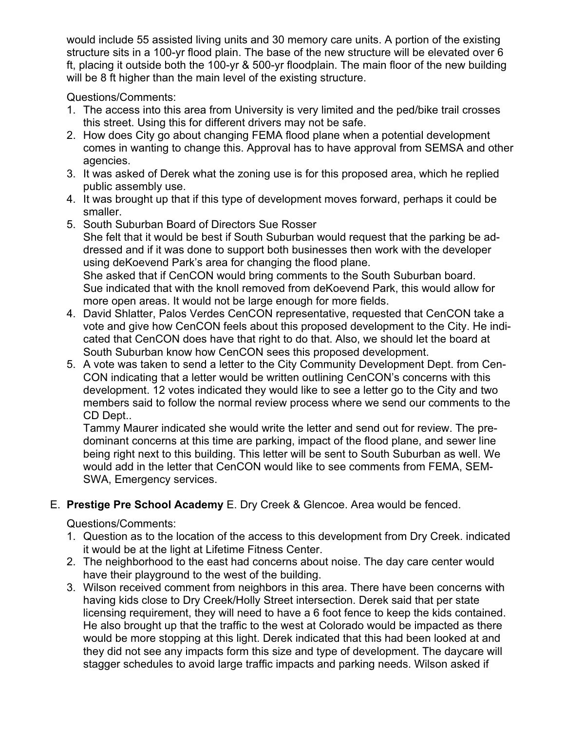would include 55 assisted living units and 30 memory care units. A portion of the existing structure sits in a 100-yr flood plain. The base of the new structure will be elevated over 6 ft, placing it outside both the 100-yr & 500-yr floodplain. The main floor of the new building will be 8 ft higher than the main level of the existing structure.

Questions/Comments:

1. The access into this area from University is very limited and the ped/bike trail crosses this street. Using this for different drivers may not be safe.
2. How does City go about changing FEMA flood plane when a potential development comes in wanting to change this. Approval has to have approval from SEMSA and other agencies.
3. It was asked of Derek what the zoning use is for this proposed area, which he replied public assembly use.
4. It was brought up that if this type of development moves forward, perhaps it could be smaller.
5. South Suburban Board of Directors Sue Rosser
   She felt that it would be best if South Suburban would request that the parking be addressed and if it was done to support both businesses then work with the developer using deKoevend Park's area for changing the flood plane.
   She asked that if CenCON would bring comments to the South Suburban board.
   Sue indicated that with the knoll removed from deKoevend Park, this would allow for more open areas. It would not be large enough for more fields.
4. David Shlatter, Palos Verdes CenCON representative, requested that CenCON take a vote and give how CenCON feels about this proposed development to the City. He indicated that CenCON does have that right to do that. Also, we should let the board at South Suburban know how CenCON sees this proposed development.
5. A vote was taken to send a letter to the City Community Development Dept. from CenCON indicating that a letter would be written outlining CenCON's concerns with this development. 12 votes indicated they would like to see a letter go to the City and two members said to follow the normal review process where we send our comments to the CD Dept..
   Tammy Maurer indicated she would write the letter and send out for review. The predominant concerns at this time are parking, impact of the flood plane, and sewer line being right next to this building. This letter will be sent to South Suburban as well. We would add in the letter that CenCON would like to see comments from FEMA, SEMSWA, Emergency services.

E. **Prestige Pre School Academy** E. Dry Creek & Glencoe. Area would be fenced.

   Questions/Comments:

   1. Question as to the location of the access to this development from Dry Creek. indicated it would be at the light at Lifetime Fitness Center.
   2. The neighborhood to the east had concerns about noise. The day care center would have their playground to the west of the building.
   3. Wilson received comment from neighbors in this area. There have been concerns with having kids close to Dry Creek/Holly Street intersection. Derek said that per state licensing requirement, they will need to have a 6 foot fence to keep the kids contained. He also brought up that the traffic to the west at Colorado would be impacted as there would be more stopping at this light. Derek indicated that this had been looked at and they did not see any impacts form this size and type of development. The daycare will stagger schedules to avoid large traffic impacts and parking needs. Wilson asked if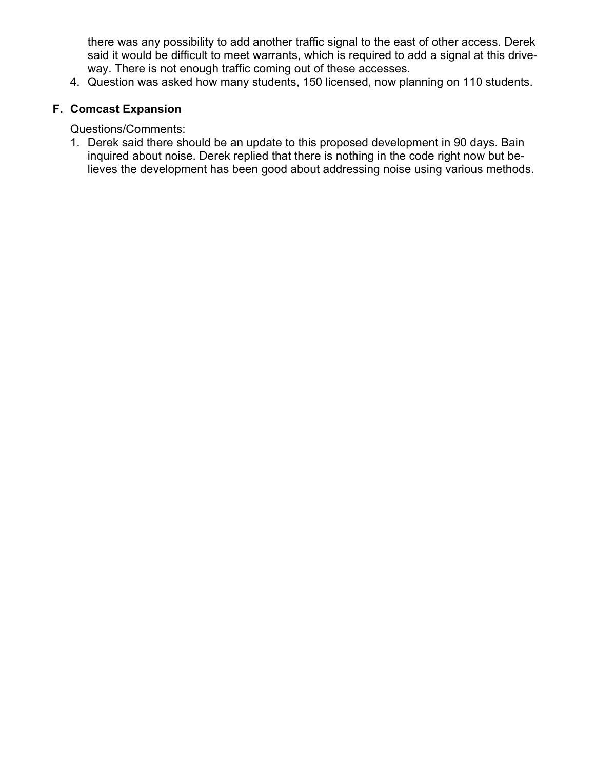there was any possibility to add another traffic signal to the east of other access. Derek said it would be difficult to meet warrants, which is required to add a signal at this driveway. There is not enough traffic coming out of these accesses.

4. Question was asked how many students, 150 licensed, now planning on 110 students.

**F. Comcast Expansion**

Questions/Comments:

1. Derek said there should be an update to this proposed development in 90 days. Bain inquired about noise. Derek replied that there is nothing in the code right now but believes the development has been good about addressing noise using various methods.